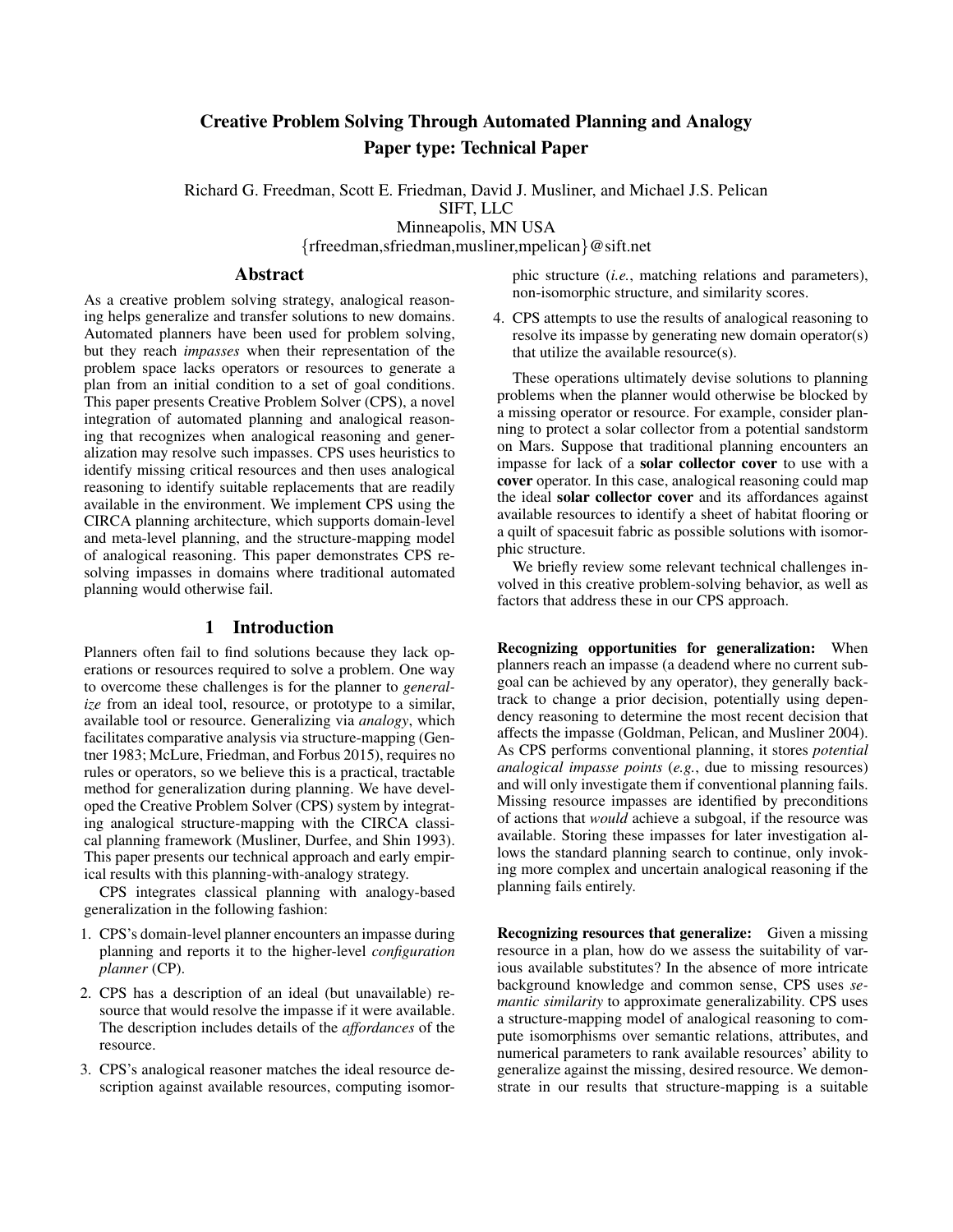# Creative Problem Solving Through Automated Planning and Analogy
## Paper type: Technical Paper

Richard G. Freedman, Scott E. Friedman, David J. Musliner, and Michael J.S. Pelican
SIFT, LLC
Minneapolis, MN USA
{rfreedman,sfriedman,musliner,mpelican}@sift.net

## Abstract

As a creative problem solving strategy, analogical reasoning helps generalize and transfer solutions to new domains. Automated planners have been used for problem solving, but they reach *impasses* when their representation of the problem space lacks operators or resources to generate a plan from an initial condition to a set of goal conditions. This paper presents Creative Problem Solver (CPS), a novel integration of automated planning and analogical reasoning that recognizes when analogical reasoning and generalization may resolve such impasses. CPS uses heuristics to identify missing critical resources and then uses analogical reasoning to identify suitable replacements that are readily available in the environment. We implement CPS using the CIRCA planning architecture, which supports domain-level and meta-level planning, and the structure-mapping model of analogical reasoning. This paper demonstrates CPS resolving impasses in domains where traditional automated planning would otherwise fail.

## 1 Introduction

Planners often fail to find solutions because they lack operations or resources required to solve a problem. One way to overcome these challenges is for the planner to *generalize* from an ideal tool, resource, or prototype to a similar, available tool or resource. Generalizing via *analogy*, which facilitates comparative analysis via structure-mapping (Gentner 1983; McLure, Friedman, and Forbus 2015), requires no rules or operators, so we believe this is a practical, tractable method for generalization during planning. We have developed the Creative Problem Solver (CPS) system by integrating analogical structure-mapping with the CIRCA classical planning framework (Musliner, Durfee, and Shin 1993). This paper presents our technical approach and early empirical results with this planning-with-analogy strategy.

CPS integrates classical planning with analogy-based generalization in the following fashion:

1. CPS's domain-level planner encounters an impasse during planning and reports it to the higher-level *configuration planner* (CP).
2. CPS has a description of an ideal (but unavailable) resource that would resolve the impasse if it were available. The description includes details of the *affordances* of the resource.
3. CPS's analogical reasoner matches the ideal resource description against available resources, computing isomorphic structure (*i.e.*, matching relations and parameters), non-isomorphic structure, and similarity scores.
4. CPS attempts to use the results of analogical reasoning to resolve its impasse by generating new domain operator(s) that utilize the available resource(s).

These operations ultimately devise solutions to planning problems when the planner would otherwise be blocked by a missing operator or resource. For example, consider planning to protect a solar collector from a potential sandstorm on Mars. Suppose that traditional planning encounters an impasse for lack of a **solar collector cover** to use with a **cover** operator. In this case, analogical reasoning could map the ideal **solar collector cover** and its affordances against available resources to identify a sheet of habitat flooring or a quilt of spacesuit fabric as possible solutions with isomorphic structure.

We briefly review some relevant technical challenges involved in this creative problem-solving behavior, as well as factors that address these in our CPS approach.

**Recognizing opportunities for generalization:** When planners reach an impasse (a deadend where no current subgoal can be achieved by any operator), they generally backtrack to change a prior decision, potentially using dependency reasoning to determine the most recent decision that affects the impasse (Goldman, Pelican, and Musliner 2004). As CPS performs conventional planning, it stores *potential analogical impasse points* (*e.g.*, due to missing resources) and will only investigate them if conventional planning fails. Missing resource impasses are identified by preconditions of actions that *would* achieve a subgoal, if the resource was available. Storing these impasses for later investigation allows the standard planning search to continue, only invoking more complex and uncertain analogical reasoning if the planning fails entirely.

**Recognizing resources that generalize:** Given a missing resource in a plan, how do we assess the suitability of various available substitutes? In the absence of more intricate background knowledge and common sense, CPS uses *semantic similarity* to approximate generalizability. CPS uses a structure-mapping model of analogical reasoning to compute isomorphisms over semantic relations, attributes, and numerical parameters to rank available resources' ability to generalize against the missing, desired resource. We demonstrate in our results that structure-mapping is a suitable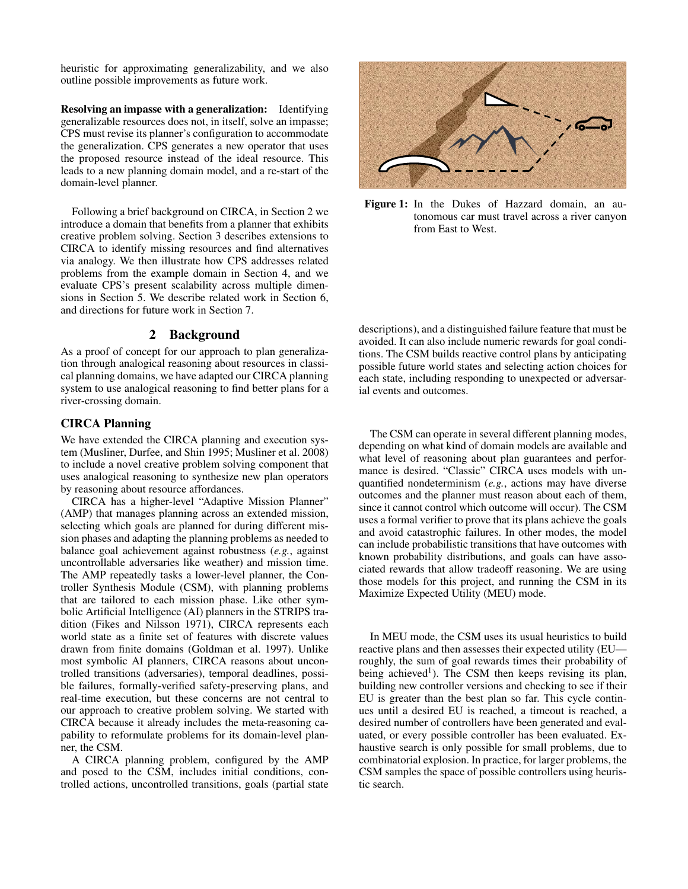heuristic for approximating generalizability, and we also outline possible improvements as future work.

**Resolving an impasse with a generalization:** Identifying generalizable resources does not, in itself, solve an impasse; CPS must revise its planner's configuration to accommodate the generalization. CPS generates a new operator that uses the proposed resource instead of the ideal resource. This leads to a new planning domain model, and a re-start of the domain-level planner.

Following a brief background on CIRCA, in Section 2 we introduce a domain that benefits from a planner that exhibits creative problem solving. Section 3 describes extensions to CIRCA to identify missing resources and find alternatives via analogy. We then illustrate how CPS addresses related problems from the example domain in Section 4, and we evaluate CPS's present scalability across multiple dimensions in Section 5. We describe related work in Section 6, and directions for future work in Section 7.

## 2 Background

As a proof of concept for our approach to plan generalization through analogical reasoning about resources in classical planning domains, we have adapted our CIRCA planning system to use analogical reasoning to find better plans for a river-crossing domain.

### CIRCA Planning

We have extended the CIRCA planning and execution system (Musliner, Durfee, and Shin 1995; Musliner et al. 2008) to include a novel creative problem solving component that uses analogical reasoning to synthesize new plan operators by reasoning about resource affordances.

CIRCA has a higher-level "Adaptive Mission Planner" (AMP) that manages planning across an extended mission, selecting which goals are planned for during different mission phases and adapting the planning problems as needed to balance goal achievement against robustness (*e.g.*, against uncontrollable adversaries like weather) and mission time. The AMP repeatedly tasks a lower-level planner, the Controller Synthesis Module (CSM), with planning problems that are tailored to each mission phase. Like other symbolic Artificial Intelligence (AI) planners in the STRIPS tradition (Fikes and Nilsson 1971), CIRCA represents each world state as a finite set of features with discrete values drawn from finite domains (Goldman et al. 1997). Unlike most symbolic AI planners, CIRCA reasons about uncontrolled transitions (adversaries), temporal deadlines, possible failures, formally-verified safety-preserving plans, and real-time execution, but these concerns are not central to our approach to creative problem solving. We started with CIRCA because it already includes the meta-reasoning capability to reformulate problems for its domain-level planner, the CSM.

A CIRCA planning problem, configured by the AMP and posed to the CSM, includes initial conditions, controlled actions, uncontrolled transitions, goals (partial state descriptions), and a distinguished failure feature that must be avoided. It can also include numeric rewards for goal conditions. The CSM builds reactive control plans by anticipating possible future world states and selecting action choices for each state, including responding to unexpected or adversarial events and outcomes.

**Figure 1:** In the Dukes of Hazzard domain, an autonomous car must travel across a river canyon from East to West.

The CSM can operate in several different planning modes, depending on what kind of domain models are available and what level of reasoning about plan guarantees and performance is desired. "Classic" CIRCA uses models with unquantified nondeterminism (*e.g.*, actions may have diverse outcomes and the planner must reason about each of them, since it cannot control which outcome will occur). The CSM uses a formal verifier to prove that its plans achieve the goals and avoid catastrophic failures. In other modes, the model can include probabilistic transitions that have outcomes with known probability distributions, and goals can have associated rewards that allow tradeoff reasoning. We are using those models for this project, and running the CSM in its Maximize Expected Utility (MEU) mode.

In MEU mode, the CSM uses its usual heuristics to build reactive plans and then assesses their expected utility (EU—roughly, the sum of goal rewards times their probability of being achieved[1]). The CSM then keeps revising its plan, building new controller versions and checking to see if their EU is greater than the best plan so far. This cycle continues until a desired EU is reached, a timeout is reached, a desired number of controllers have been generated and evaluated, or every possible controller has been evaluated. Exhaustive search is only possible for small problems, due to combinatorial explosion. In practice, for larger problems, the CSM samples the space of possible controllers using heuristic search.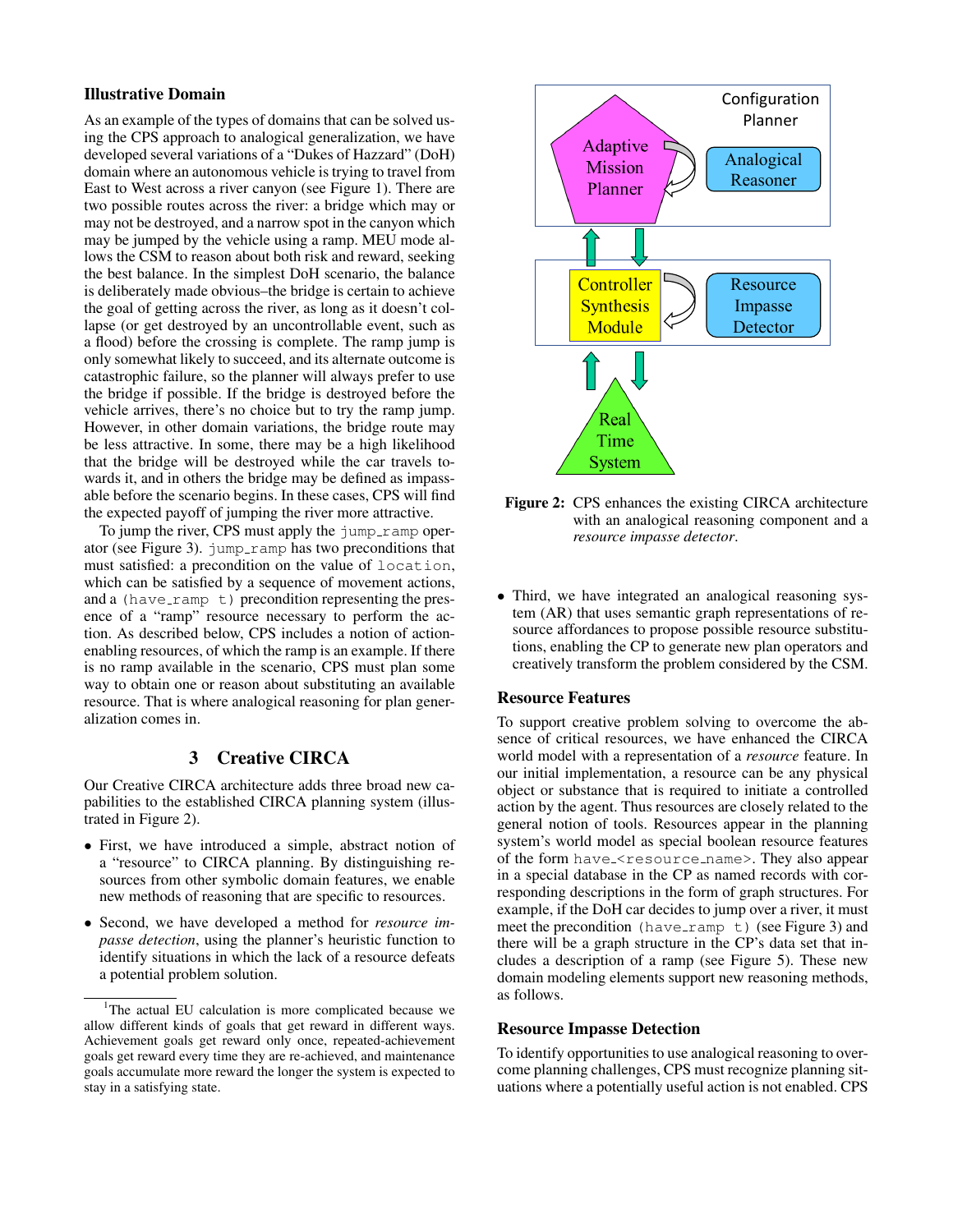### Illustrative Domain

As an example of the types of domains that can be solved using the CPS approach to analogical generalization, we have developed several variations of a "Dukes of Hazzard" (DoH) domain where an autonomous vehicle is trying to travel from East to West across a river canyon (see Figure 1). There are two possible routes across the river: a bridge which may or may not be destroyed, and a narrow spot in the canyon which may be jumped by the vehicle using a ramp. MEU mode allows the CSM to reason about both risk and reward, seeking the best balance. In the simplest DoH scenario, the balance is deliberately made obvious–the bridge is certain to achieve the goal of getting across the river, as long as it doesn't collapse (or get destroyed by an uncontrollable event, such as a flood) before the crossing is complete. The ramp jump is only somewhat likely to succeed, and its alternate outcome is catastrophic failure, so the planner will always prefer to use the bridge if possible. If the bridge is destroyed before the vehicle arrives, there's no choice but to try the ramp jump. However, in other domain variations, the bridge route may be less attractive. In some, there may be a high likelihood that the bridge will be destroyed while the car travels towards it, and in others the bridge may be defined as impassable before the scenario begins. In these cases, CPS will find the expected payoff of jumping the river more attractive.

To jump the river, CPS must apply the `jump_ramp` operator (see Figure 3). `jump_ramp` has two preconditions that must satisfied: a precondition on the value of `location`, which can be satisfied by a sequence of movement actions, and a `(have_ramp t)` precondition representing the presence of a "ramp" resource necessary to perform the action. As described below, CPS includes a notion of action-enabling resources, of which the ramp is an example. If there is no ramp available in the scenario, CPS must plan some way to obtain one or reason about substituting an available resource. That is where analogical reasoning for plan generalization comes in.

## 3 Creative CIRCA

Our Creative CIRCA architecture adds three broad new capabilities to the established CIRCA planning system (illustrated in Figure 2).

- First, we have introduced a simple, abstract notion of a "resource" to CIRCA planning. By distinguishing resources from other symbolic domain features, we enable new methods of reasoning that are specific to resources.
- Second, we have developed a method for *resource impasse detection*, using the planner's heuristic function to identify situations in which the lack of a resource defeats a potential problem solution.
- Third, we have integrated an analogical reasoning system (AR) that uses semantic graph representations of resource affordances to propose possible resource substitutions, enabling the CP to generate new plan operators and creatively transform the problem considered by the CSM.

[1] The actual EU calculation is more complicated because we allow different kinds of goals that get reward in different ways. Achievement goals get reward only once, repeated-achievement goals get reward every time they are re-achieved, and maintenance goals accumulate more reward the longer the system is expected to stay in a satisfying state.

**Figure 2:** CPS enhances the existing CIRCA architecture with an analogical reasoning component and a *resource impasse detector*.

### Resource Features

To support creative problem solving to overcome the absence of critical resources, we have enhanced the CIRCA world model with a representation of a *resource* feature. In our initial implementation, a resource can be any physical object or substance that is required to initiate a controlled action by the agent. Thus resources are closely related to the general notion of tools. Resources appear in the planning system's world model as special boolean resource features of the form `have_<resource_name>`. They also appear in a special database in the CP as named records with corresponding descriptions in the form of graph structures. For example, if the DoH car decides to jump over a river, it must meet the precondition `(have_ramp t)` (see Figure 3) and there will be a graph structure in the CP's data set that includes a description of a ramp (see Figure 5). These new domain modeling elements support new reasoning methods, as follows.

### Resource Impasse Detection

To identify opportunities to use analogical reasoning to overcome planning challenges, CPS must recognize planning situations where a potentially useful action is not enabled. CPS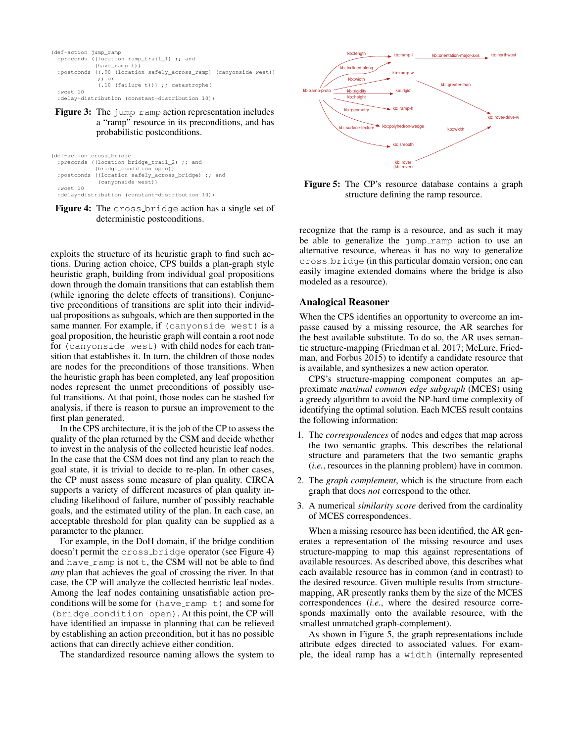```
(def-action jump_ramp
  :preconds ((location ramp_trail_1) ;; and
             (have_ramp t))
  :postconds ((.90 (location safely_across_ramp) (canyonside west))
              ;; or
              (.10 (failure t))) ;; catastrophe!
  :wcet 10
  :delay-distribution (constant-distribution 10))
```

**Figure 3:** The jump_ramp action representation includes a "ramp" resource in its preconditions, and has probabilistic postconditions.

```
(def-action cross_bridge
  :preconds ((location bridge_trail_2) ;; and
             (bridge_condition open))
  :postconds ((location safely_across_bridge) ;; and
              (canyonside west))
  :wcet 10
  :delay-distribution (constant-distribution 10))
```

**Figure 4:** The cross_bridge action has a single set of deterministic postconditions.

exploits the structure of its heuristic graph to find such actions. During action choice, CPS builds a plan-graph style heuristic graph, building from individual goal propositions down through the domain transitions that can establish them (while ignoring the delete effects of transitions). Conjunctive preconditions of transitions are split into their individual propositions as subgoals, which are then supported in the same manner. For example, if (canyonside west) is a goal proposition, the heuristic graph will contain a root node for (canyonside west) with child nodes for each transition that establishes it. In turn, the children of those nodes are nodes for the preconditions of those transitions. When the heuristic graph has been completed, any leaf proposition nodes represent the unmet preconditions of possibly useful transitions. At that point, those nodes can be stashed for analysis, if there is reason to pursue an improvement to the first plan generated.

In the CPS architecture, it is the job of the CP to assess the quality of the plan returned by the CSM and decide whether to invest in the analysis of the collected heuristic leaf nodes. In the case that the CSM does not find any plan to reach the goal state, it is trivial to decide to re-plan. In other cases, the CP must assess some measure of plan quality. CIRCA supports a variety of different measures of plan quality including likelihood of failure, number of possibly reachable goals, and the estimated utility of the plan. In each case, an acceptable threshold for plan quality can be supplied as a parameter to the planner.

For example, in the DoH domain, if the bridge condition doesn't permit the cross_bridge operator (see Figure 4) and have_ramp is not t, the CSM will not be able to find *any* plan that achieves the goal of crossing the river. In that case, the CP will analyze the collected heuristic leaf nodes. Among the leaf nodes containing unsatisfiable action preconditions will be some for (have_ramp t) and some for (bridge_condition open). At this point, the CP will have identified an impasse in planning that can be relieved by establishing an action precondition, but it has no possible actions that can directly achieve either condition.

The standardized resource naming allows the system to

**Figure 5:** The CP's resource database contains a graph structure defining the ramp resource.

recognize that the ramp is a resource, and as such it may be able to generalize the jump_ramp action to use an alternative resource, whereas it has no way to generalize cross_bridge (in this particular domain version; one can easily imagine extended domains where the bridge is also modeled as a resource).

## Analogical Reasoner

When the CPS identifies an opportunity to overcome an impasse caused by a missing resource, the AR searches for the best available substitute. To do so, the AR uses semantic structure-mapping (Friedman et al. 2017; McLure, Friedman, and Forbus 2015) to identify a candidate resource that is available, and synthesizes a new action operator.

CPS's structure-mapping component computes an approximate *maximal common edge subgraph* (MCES) using a greedy algorithm to avoid the NP-hard time complexity of identifying the optimal solution. Each MCES result contains the following information:

1. The *correspondences* of nodes and edges that map across the two semantic graphs. This describes the relational structure and parameters that the two semantic graphs (*i.e.*, resources in the planning problem) have in common.
2. The *graph complement*, which is the structure from each graph that does *not* correspond to the other.
3. A numerical *similarity score* derived from the cardinality of MCES correspondences.

When a missing resource has been identified, the AR generates a representation of the missing resource and uses structure-mapping to map this against representations of available resources. As described above, this describes what each available resource has in common (and in contrast) to the desired resource. Given multiple results from structure-mapping, AR presently ranks them by the size of the MCES correspondences (*i.e.*, where the desired resource corresponds maximally onto the available resource, with the smallest unmatched graph-complement).

As shown in Figure 5, the graph representations include attribute edges directed to associated values. For example, the ideal ramp has a width (internally represented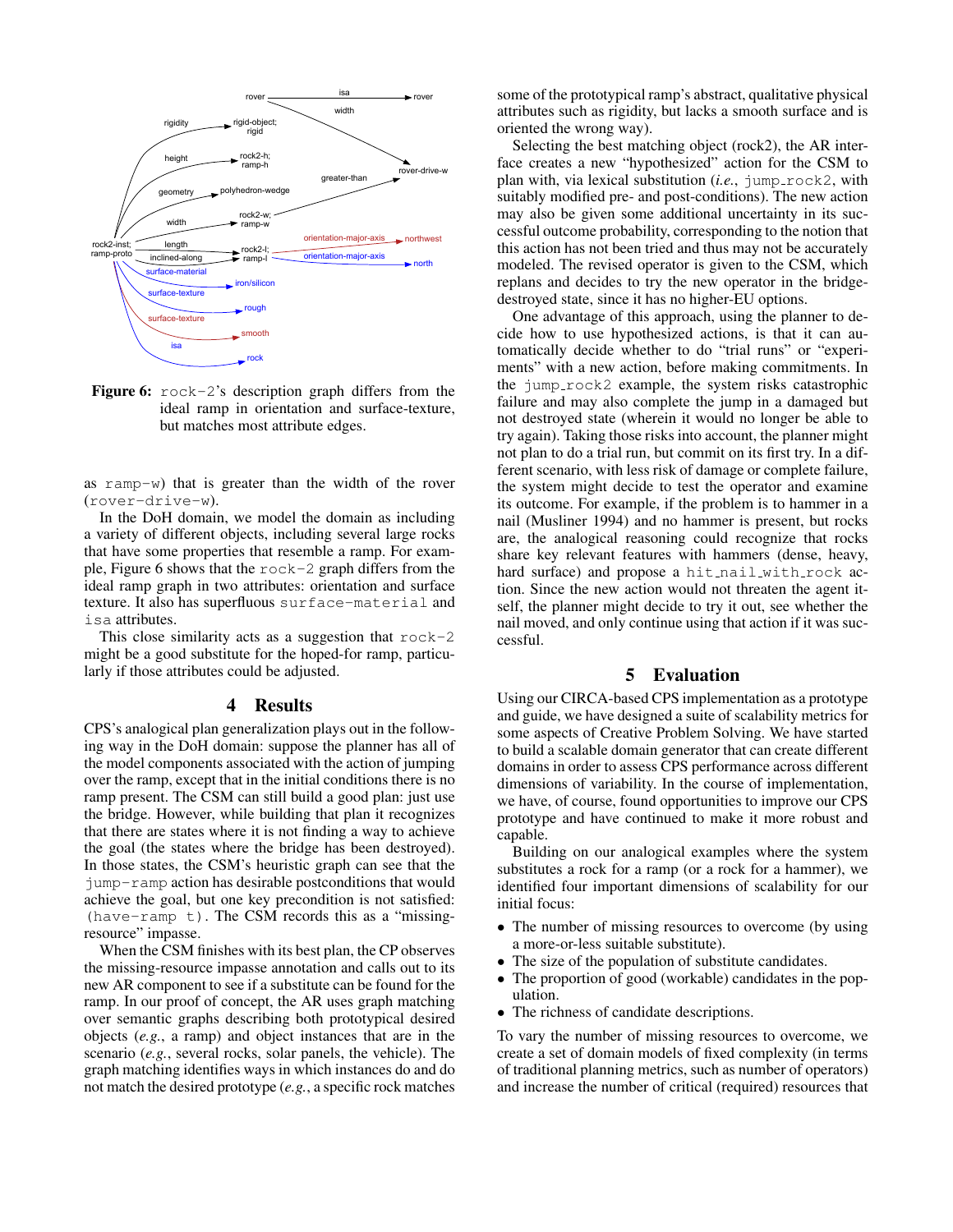Figure 6: rock-2's description graph differs from the ideal ramp in orientation and surface-texture, but matches most attribute edges.

as ramp-w) that is greater than the width of the rover (rover-drive-w).

In the DoH domain, we model the domain as including a variety of different objects, including several large rocks that have some properties that resemble a ramp. For example, Figure 6 shows that the rock-2 graph differs from the ideal ramp graph in two attributes: orientation and surface texture. It also has superfluous surface-material and isa attributes.

This close similarity acts as a suggestion that rock-2 might be a good substitute for the hoped-for ramp, particularly if those attributes could be adjusted.

## 4 Results

CPS's analogical plan generalization plays out in the following way in the DoH domain: suppose the planner has all of the model components associated with the action of jumping over the ramp, except that in the initial conditions there is no ramp present. The CSM can still build a good plan: just use the bridge. However, while building that plan it recognizes that there are states where it is not finding a way to achieve the goal (the states where the bridge has been destroyed). In those states, the CSM's heuristic graph can see that the jump-ramp action has desirable postconditions that would achieve the goal, but one key precondition is not satisfied: (have-ramp t). The CSM records this as a "missing-resource" impasse.

When the CSM finishes with its best plan, the CP observes the missing-resource impasse annotation and calls out to its new AR component to see if a substitute can be found for the ramp. In our proof of concept, the AR uses graph matching over semantic graphs describing both prototypical desired objects (*e.g.*, a ramp) and object instances that are in the scenario (*e.g.*, several rocks, solar panels, the vehicle). The graph matching identifies ways in which instances do and do not match the desired prototype (*e.g.*, a specific rock matches some of the prototypical ramp's abstract, qualitative physical attributes such as rigidity, but lacks a smooth surface and is oriented the wrong way).

Selecting the best matching object (rock2), the AR interface creates a new "hypothesized" action for the CSM to plan with, via lexical substitution (*i.e.*, jump_rock2, with suitably modified pre- and post-conditions). The new action may also be given some additional uncertainty in its successful outcome probability, corresponding to the notion that this action has not been tried and thus may not be accurately modeled. The revised operator is given to the CSM, which replans and decides to try the new operator in the bridge-destroyed state, since it has no higher-EU options.

One advantage of this approach, using the planner to decide how to use hypothesized actions, is that it can automatically decide whether to do "trial runs" or "experiments" with a new action, before making commitments. In the jump_rock2 example, the system risks catastrophic failure and may also complete the jump in a damaged but not destroyed state (wherein it would no longer be able to try again). Taking those risks into account, the planner might not plan to do a trial run, but commit on its first try. In a different scenario, with less risk of damage or complete failure, the system might decide to test the operator and examine its outcome. For example, if the problem is to hammer in a nail (Musliner 1994) and no hammer is present, but rocks are, the analogical reasoning could recognize that rocks share key relevant features with hammers (dense, heavy, hard surface) and propose a hit_nail_with_rock action. Since the new action would not threaten the agent itself, the planner might decide to try it out, see whether the nail moved, and only continue using that action if it was successful.

## 5 Evaluation

Using our CIRCA-based CPS implementation as a prototype and guide, we have designed a suite of scalability metrics for some aspects of Creative Problem Solving. We have started to build a scalable domain generator that can create different domains in order to assess CPS performance across different dimensions of variability. In the course of implementation, we have, of course, found opportunities to improve our CPS prototype and have continued to make it more robust and capable.

Building on our analogical examples where the system substitutes a rock for a ramp (or a rock for a hammer), we identified four important dimensions of scalability for our initial focus:

- The number of missing resources to overcome (by using a more-or-less suitable substitute).
- The size of the population of substitute candidates.
- The proportion of good (workable) candidates in the population.
- The richness of candidate descriptions.

To vary the number of missing resources to overcome, we create a set of domain models of fixed complexity (in terms of traditional planning metrics, such as number of operators) and increase the number of critical (required) resources that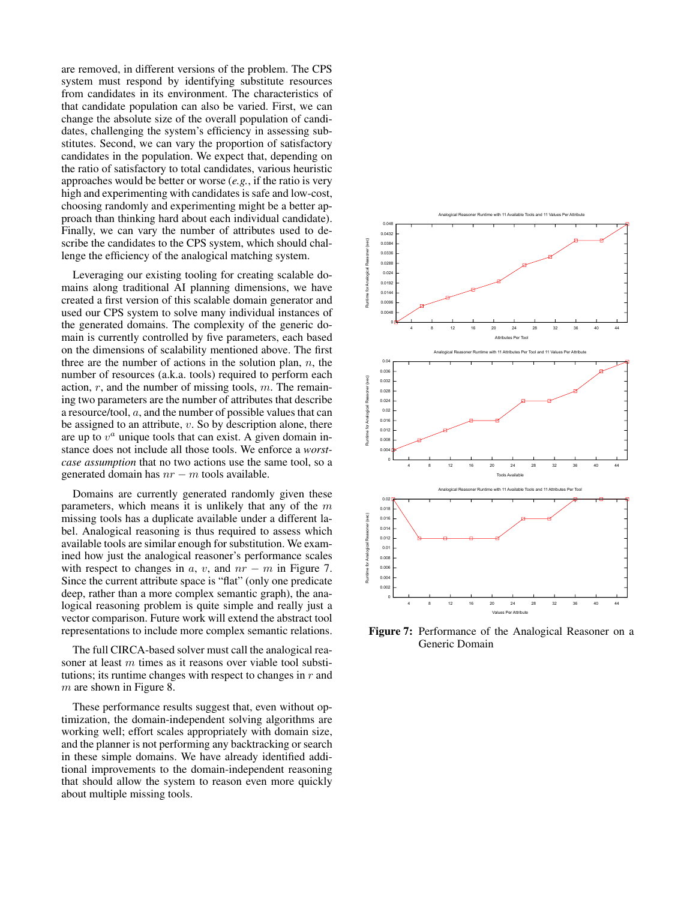are removed, in different versions of the problem. The CPS system must respond by identifying substitute resources from candidates in its environment. The characteristics of that candidate population can also be varied. First, we can change the absolute size of the overall population of candidates, challenging the system's efficiency in assessing substitutes. Second, we can vary the proportion of satisfactory candidates in the population. We expect that, depending on the ratio of satisfactory to total candidates, various heuristic approaches would be better or worse (*e.g.*, if the ratio is very high and experimenting with candidates is safe and low-cost, choosing randomly and experimenting might be a better approach than thinking hard about each individual candidate). Finally, we can vary the number of attributes used to describe the candidates to the CPS system, which should challenge the efficiency of the analogical matching system.

Leveraging our existing tooling for creating scalable domains along traditional AI planning dimensions, we have created a first version of this scalable domain generator and used our CPS system to solve many individual instances of the generated domains. The complexity of the generic domain is currently controlled by five parameters, each based on the dimensions of scalability mentioned above. The first three are the number of actions in the solution plan, $n$, the number of resources (a.k.a. tools) required to perform each action, $r$, and the number of missing tools, $m$. The remaining two parameters are the number of attributes that describe a resource/tool, $a$, and the number of possible values that can be assigned to an attribute, $v$. So by description alone, there are up to $v^a$ unique tools that can exist. A given domain instance does not include all those tools. We enforce a *worst-case assumption* that no two actions use the same tool, so a generated domain has $nr - m$ tools available.

Domains are currently generated randomly given these parameters, which means it is unlikely that any of the $m$ missing tools has a duplicate available under a different label. Analogical reasoning is thus required to assess which available tools are similar enough for substitution. We examined how just the analogical reasoner's performance scales with respect to changes in $a$, $v$, and $nr - m$ in Figure 7. Since the current attribute space is "flat" (only one predicate deep, rather than a more complex semantic graph), the analogical reasoning problem is quite simple and really just a vector comparison. Future work will extend the abstract tool representations to include more complex semantic relations.

The full CIRCA-based solver must call the analogical reasoner at least $m$ times as it reasons over viable tool substitutions; its runtime changes with respect to changes in $r$ and $m$ are shown in Figure 8.

These performance results suggest that, even without optimization, the domain-independent solving algorithms are working well; effort scales appropriately with domain size, and the planner is not performing any backtracking or search in these simple domains. We have already identified additional improvements to the domain-independent reasoning that should allow the system to reason even more quickly about multiple missing tools.

**Figure 7:** Performance of the Analogical Reasoner on a Generic Domain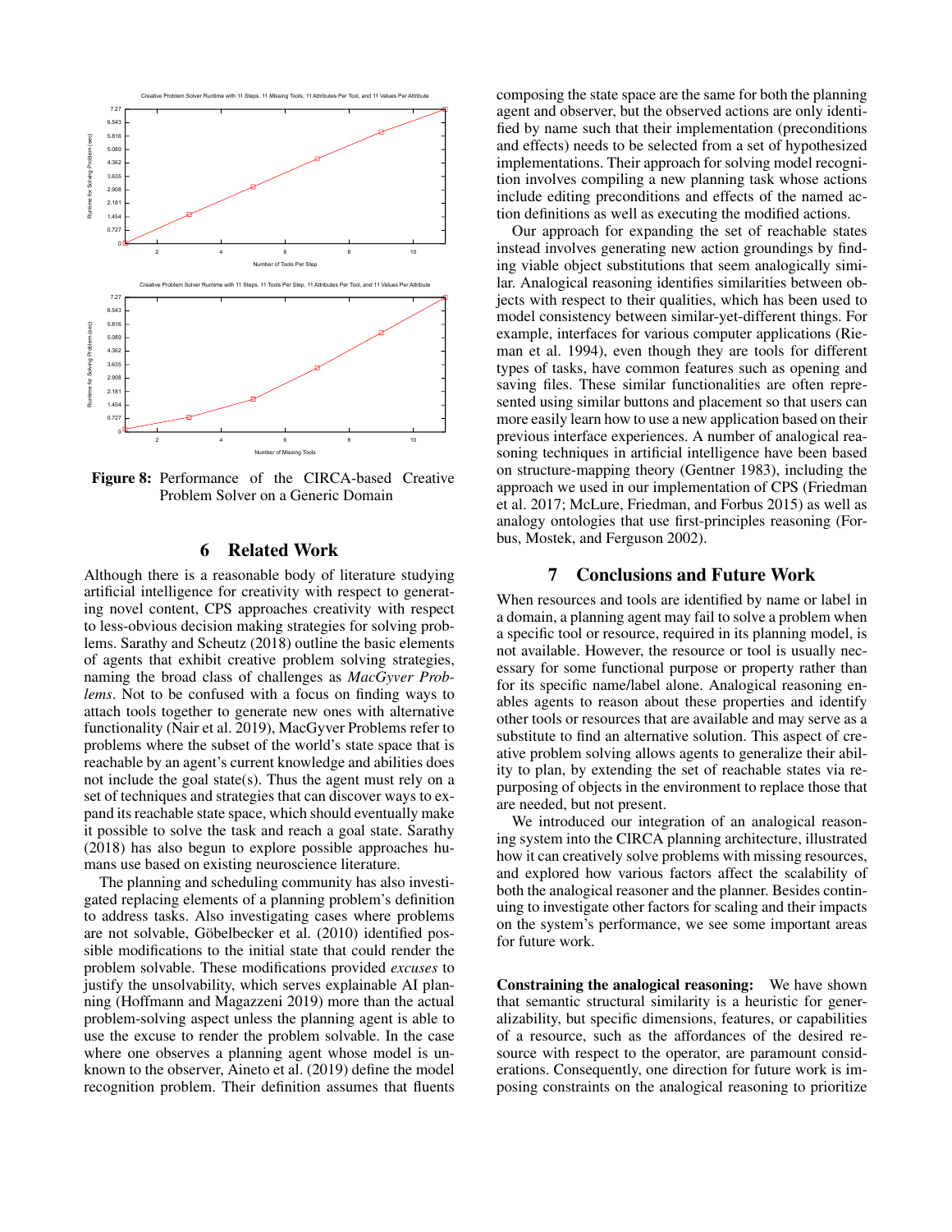**Figure 8:** Performance of the CIRCA-based Creative Problem Solver on a Generic Domain

## 6 Related Work

Although there is a reasonable body of literature studying artificial intelligence for creativity with respect to generating novel content, CPS approaches creativity with respect to less-obvious decision making strategies for solving problems. Sarathy and Scheutz (2018) outline the basic elements of agents that exhibit creative problem solving strategies, naming the broad class of challenges as *MacGyver Problems*. Not to be confused with a focus on finding ways to attach tools together to generate new ones with alternative functionality (Nair et al. 2019), MacGyver Problems refer to problems where the subset of the world's state space that is reachable by an agent's current knowledge and abilities does not include the goal state(s). Thus the agent must rely on a set of techniques and strategies that can discover ways to expand its reachable state space, which should eventually make it possible to solve the task and reach a goal state. Sarathy (2018) has also begun to explore possible approaches humans use based on existing neuroscience literature.

The planning and scheduling community has also investigated replacing elements of a planning problem's definition to address tasks. Also investigating cases where problems are not solvable, Göbelbecker et al. (2010) identified possible modifications to the initial state that could render the problem solvable. These modifications provided *excuses* to justify the unsolvability, which serves explainable AI planning (Hoffmann and Magazzeni 2019) more than the actual problem-solving aspect unless the planning agent is able to use the excuse to render the problem solvable. In the case where one observes a planning agent whose model is unknown to the observer, Aineto et al. (2019) define the model recognition problem. Their definition assumes that fluents composing the state space are the same for both the planning agent and observer, but the observed actions are only identified by name such that their implementation (preconditions and effects) needs to be selected from a set of hypothesized implementations. Their approach for solving model recognition involves compiling a new planning task whose actions include editing preconditions and effects of the named action definitions as well as executing the modified actions.

Our approach for expanding the set of reachable states instead involves generating new action groundings by finding viable object substitutions that seem analogically similar. Analogical reasoning identifies similarities between objects with respect to their qualities, which has been used to model consistency between similar-yet-different things. For example, interfaces for various computer applications (Rieman et al. 1994), even though they are tools for different types of tasks, have common features such as opening and saving files. These similar functionalities are often represented using similar buttons and placement so that users can more easily learn how to use a new application based on their previous interface experiences. A number of analogical reasoning techniques in artificial intelligence have been based on structure-mapping theory (Gentner 1983), including the approach we used in our implementation of CPS (Friedman et al. 2017; McLure, Friedman, and Forbus 2015) as well as analogy ontologies that use first-principles reasoning (Forbus, Mostek, and Ferguson 2002).

## 7 Conclusions and Future Work

When resources and tools are identified by name or label in a domain, a planning agent may fail to solve a problem when a specific tool or resource, required in its planning model, is not available. However, the resource or tool is usually necessary for some functional purpose or property rather than for its specific name/label alone. Analogical reasoning enables agents to reason about these properties and identify other tools or resources that are available and may serve as a substitute to find an alternative solution. This aspect of creative problem solving allows agents to generalize their ability to plan, by extending the set of reachable states via repurposing of objects in the environment to replace those that are needed, but not present.

We introduced our integration of an analogical reasoning system into the CIRCA planning architecture, illustrated how it can creatively solve problems with missing resources, and explored how various factors affect the scalability of both the analogical reasoner and the planner. Besides continuing to investigate other factors for scaling and their impacts on the system's performance, we see some important areas for future work.

**Constraining the analogical reasoning:** We have shown that semantic structural similarity is a heuristic for generalizability, but specific dimensions, features, or capabilities of a resource, such as the affordances of the desired resource with respect to the operator, are paramount considerations. Consequently, one direction for future work is imposing constraints on the analogical reasoning to prioritize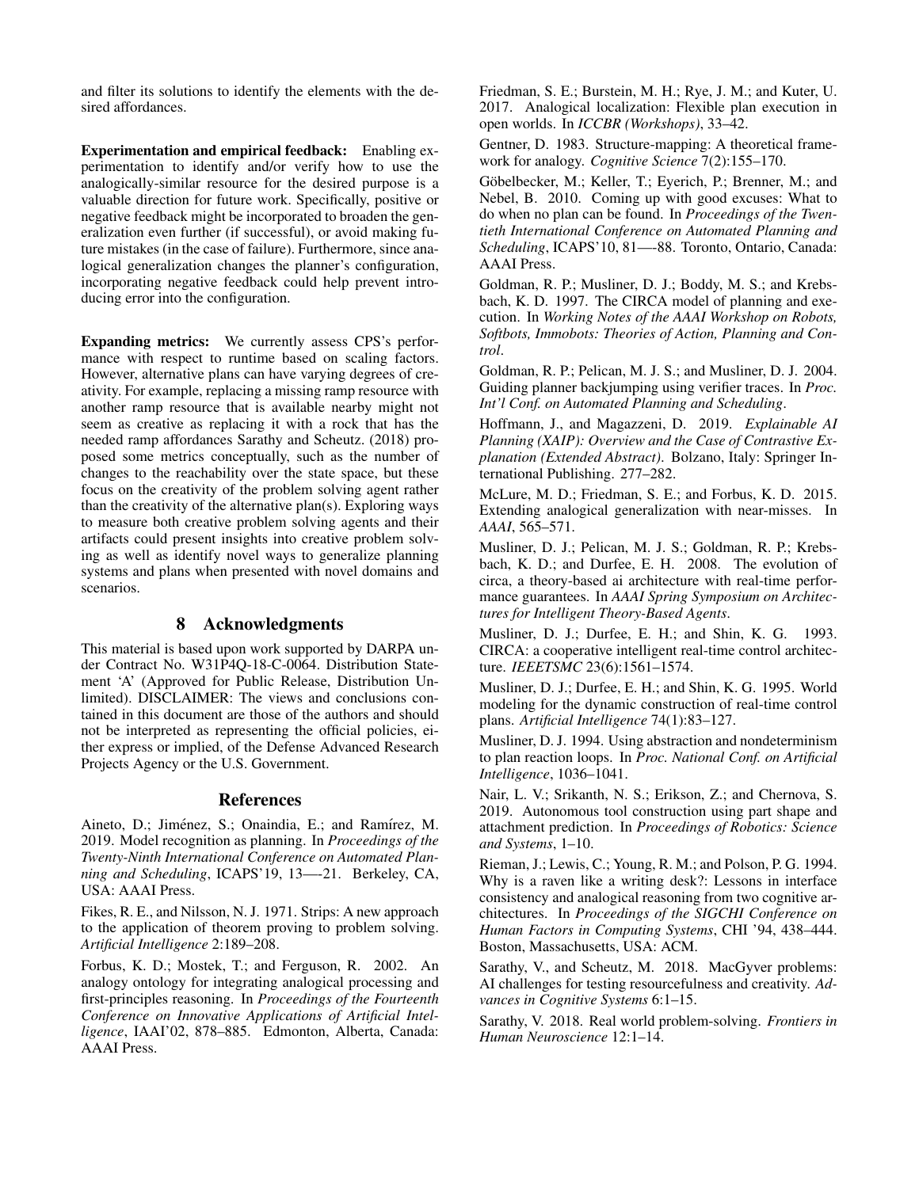and filter its solutions to identify the elements with the desired affordances.

**Experimentation and empirical feedback:** Enabling experimentation to identify and/or verify how to use the analogically-similar resource for the desired purpose is a valuable direction for future work. Specifically, positive or negative feedback might be incorporated to broaden the generalization even further (if successful), or avoid making future mistakes (in the case of failure). Furthermore, since analogical generalization changes the planner's configuration, incorporating negative feedback could help prevent introducing error into the configuration.

**Expanding metrics:** We currently assess CPS's performance with respect to runtime based on scaling factors. However, alternative plans can have varying degrees of creativity. For example, replacing a missing ramp resource with another ramp resource that is available nearby might not seem as creative as replacing it with a rock that has the needed ramp affordances Sarathy and Scheutz. (2018) proposed some metrics conceptually, such as the number of changes to the reachability over the state space, but these focus on the creativity of the problem solving agent rather than the creativity of the alternative plan(s). Exploring ways to measure both creative problem solving agents and their artifacts could present insights into creative problem solving as well as identify novel ways to generalize planning systems and plans when presented with novel domains and scenarios.

## 8 Acknowledgments

This material is based upon work supported by DARPA under Contract No. W31P4Q-18-C-0064. Distribution Statement 'A' (Approved for Public Release, Distribution Unlimited). DISCLAIMER: The views and conclusions contained in this document are those of the authors and should not be interpreted as representing the official policies, either express or implied, of the Defense Advanced Research Projects Agency or the U.S. Government.

## References

Aineto, D.; Jiménez, S.; Onaindia, E.; and Ramírez, M. 2019. Model recognition as planning. In *Proceedings of the Twenty-Ninth International Conference on Automated Planning and Scheduling*, ICAPS'19, 13—-21. Berkeley, CA, USA: AAAI Press.

Fikes, R. E., and Nilsson, N. J. 1971. Strips: A new approach to the application of theorem proving to problem solving. *Artificial Intelligence* 2:189–208.

Forbus, K. D.; Mostek, T.; and Ferguson, R. 2002. An analogy ontology for integrating analogical processing and first-principles reasoning. In *Proceedings of the Fourteenth Conference on Innovative Applications of Artificial Intelligence*, IAAI'02, 878–885. Edmonton, Alberta, Canada: AAAI Press.

Friedman, S. E.; Burstein, M. H.; Rye, J. M.; and Kuter, U. 2017. Analogical localization: Flexible plan execution in open worlds. In *ICCBR (Workshops)*, 33–42.

Gentner, D. 1983. Structure-mapping: A theoretical framework for analogy. *Cognitive Science* 7(2):155–170.

Göbelbecker, M.; Keller, T.; Eyerich, P.; Brenner, M.; and Nebel, B. 2010. Coming up with good excuses: What to do when no plan can be found. In *Proceedings of the Twentieth International Conference on Automated Planning and Scheduling*, ICAPS'10, 81—-88. Toronto, Ontario, Canada: AAAI Press.

Goldman, R. P.; Musliner, D. J.; Boddy, M. S.; and Krebsbach, K. D. 1997. The CIRCA model of planning and execution. In *Working Notes of the AAAI Workshop on Robots, Softbots, Immobots: Theories of Action, Planning and Control*.

Goldman, R. P.; Pelican, M. J. S.; and Musliner, D. J. 2004. Guiding planner backjumping using verifier traces. In *Proc. Int'l Conf. on Automated Planning and Scheduling*.

Hoffmann, J., and Magazzeni, D. 2019. *Explainable AI Planning (XAIP): Overview and the Case of Contrastive Explanation (Extended Abstract)*. Bolzano, Italy: Springer International Publishing. 277–282.

McLure, M. D.; Friedman, S. E.; and Forbus, K. D. 2015. Extending analogical generalization with near-misses. In *AAAI*, 565–571.

Musliner, D. J.; Pelican, M. J. S.; Goldman, R. P.; Krebsbach, K. D.; and Durfee, E. H. 2008. The evolution of circa, a theory-based ai architecture with real-time performance guarantees. In *AAAI Spring Symposium on Architectures for Intelligent Theory-Based Agents*.

Musliner, D. J.; Durfee, E. H.; and Shin, K. G. 1993. CIRCA: a cooperative intelligent real-time control architecture. *IEEETSMC* 23(6):1561–1574.

Musliner, D. J.; Durfee, E. H.; and Shin, K. G. 1995. World modeling for the dynamic construction of real-time control plans. *Artificial Intelligence* 74(1):83–127.

Musliner, D. J. 1994. Using abstraction and nondeterminism to plan reaction loops. In *Proc. National Conf. on Artificial Intelligence*, 1036–1041.

Nair, L. V.; Srikanth, N. S.; Erikson, Z.; and Chernova, S. 2019. Autonomous tool construction using part shape and attachment prediction. In *Proceedings of Robotics: Science and Systems*, 1–10.

Rieman, J.; Lewis, C.; Young, R. M.; and Polson, P. G. 1994. Why is a raven like a writing desk?: Lessons in interface consistency and analogical reasoning from two cognitive architectures. In *Proceedings of the SIGCHI Conference on Human Factors in Computing Systems*, CHI '94, 438–444. Boston, Massachusetts, USA: ACM.

Sarathy, V., and Scheutz, M. 2018. MacGyver problems: AI challenges for testing resourcefulness and creativity. *Advances in Cognitive Systems* 6:1–15.

Sarathy, V. 2018. Real world problem-solving. *Frontiers in Human Neuroscience* 12:1–14.